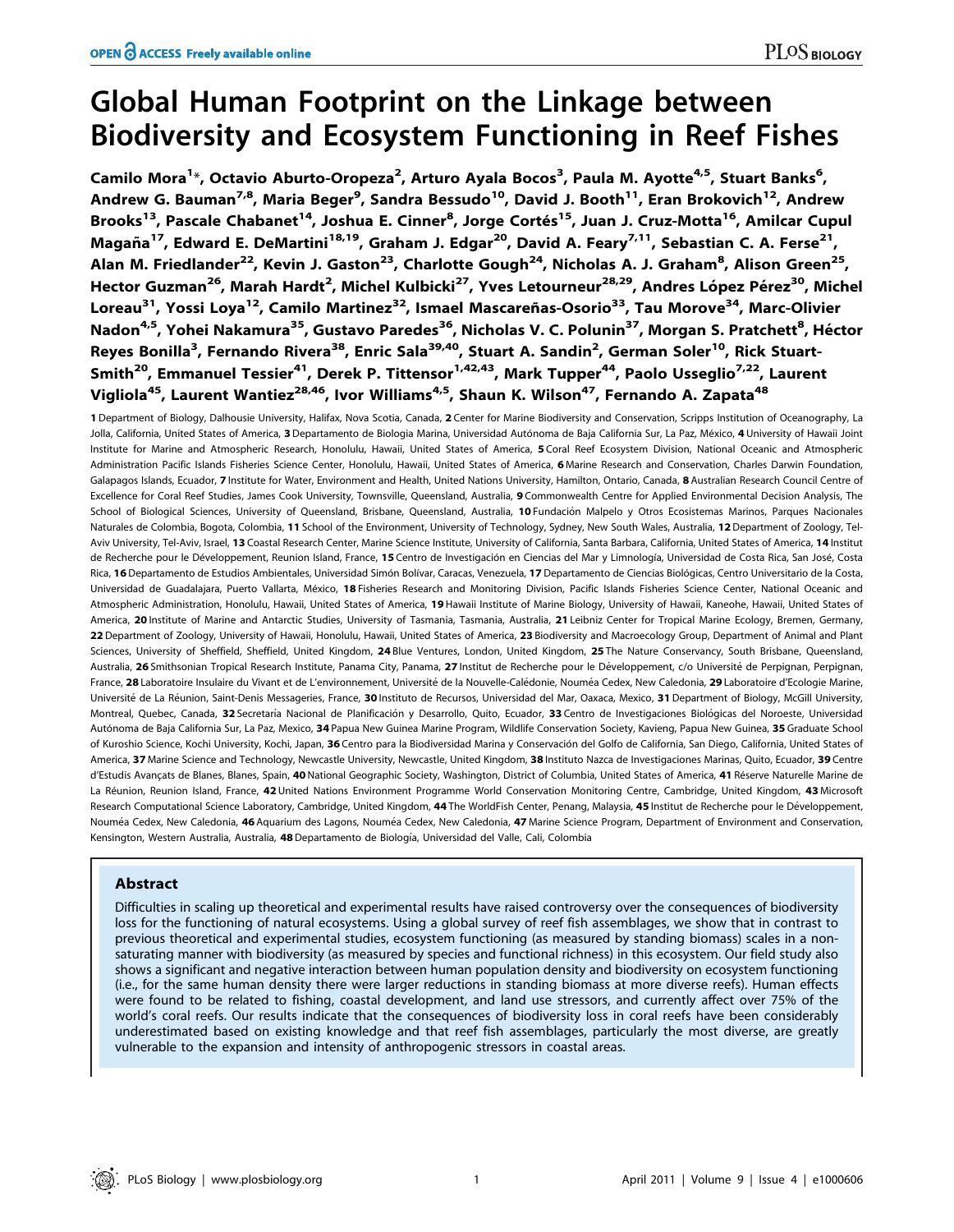# Global Human Footprint on the Linkage between Biodiversity and Ecosystem Functioning in Reef Fishes

Camilo Mora[1]*, Octavio Aburto-Oropeza[2], Arturo Ayala Bocos[3], Paula M. Ayotte[4,5], Stuart Banks[6], Andrew G. Bauman[7,8], Maria Beger[9], Sandra Bessudo[10], David J. Booth[11], Eran Brokovich[12], Andrew Brooks[13], Pascale Chabanet[14], Joshua E. Cinner[8], Jorge Cortés[15], Juan J. Cruz-Motta[16], Amilcar Cupul Magaña[17], Edward E. DeMartini[18,19], Graham J. Edgar[20], David A. Feary[7,11], Sebastian C. A. Ferse[21], Alan M. Friedlander[22], Kevin J. Gaston[23], Charlotte Gough[24], Nicholas A. J. Graham[8], Alison Green[25], Hector Guzman[26], Marah Hardt[2], Michel Kulbicki[27], Yves Letourneur[28,29], Andres López Pérez[30], Michel Loreau[31], Yossi Loya[12], Camilo Martinez[32], Ismael Mascareñas-Osorio[33], Tau Morove[34], Marc-Olivier Nadon[4,5], Yohei Nakamura[35], Gustavo Paredes[36], Nicholas V. C. Polunin[37], Morgan S. Pratchett[8], Héctor Reyes Bonilla[3], Fernando Rivera[38], Enric Sala[39,40], Stuart A. Sandin[2], German Soler[10], Rick Stuart-Smith[20], Emmanuel Tessier[41], Derek P. Tittensor[1,42,43], Mark Tupper[44], Paolo Usseglio[7,22], Laurent Vigliola[45], Laurent Wantiez[28,46], Ivor Williams[4,5], Shaun K. Wilson[47], Fernando A. Zapata[48]

1 Department of Biology, Dalhousie University, Halifax, Nova Scotia, Canada, 2 Center for Marine Biodiversity and Conservation, Scripps Institution of Oceanography, La Jolla, California, United States of America, 3 Departamento de Biologia Marina, Universidad Autónoma de Baja California Sur, La Paz, México, 4 University of Hawaii Joint Institute for Marine and Atmospheric Research, Honolulu, Hawaii, United States of America, 5 Coral Reef Ecosystem Division, National Oceanic and Atmospheric Administration Pacific Islands Fisheries Science Center, Honolulu, Hawaii, United States of America, 6 Marine Research and Conservation, Charles Darwin Foundation, Galapagos Islands, Ecuador, 7 Institute for Water, Environment and Health, United Nations University, Hamilton, Ontario, Canada, 8 Australian Research Council Centre of Excellence for Coral Reef Studies, James Cook University, Townsville, Queensland, Australia, 9 Commonwealth Centre for Applied Environmental Decision Analysis, The School of Biological Sciences, University of Queensland, Brisbane, Queensland, Australia, 10 Fundación Malpelo y Otros Ecosistemas Marinos, Parques Nacionales Naturales de Colombia, Bogota, Colombia, 11 School of the Environment, University of Technology, Sydney, New South Wales, Australia, 12 Department of Zoology, Tel-Aviv University, Tel-Aviv, Israel, 13 Coastal Research Center, Marine Science Institute, University of California, Santa Barbara, California, United States of America, 14 Institut de Recherche pour le Développement, Reunion Island, France, 15 Centro de Investigación en Ciencias del Mar y Limnología, Universidad de Costa Rica, San José, Costa Rica, 16 Departamento de Estudios Ambientales, Universidad Simón Bolívar, Caracas, Venezuela, 17 Departamento de Ciencias Biológicas, Centro Universitario de la Costa, Universidad de Guadalajara, Puerto Vallarta, México, 18 Fisheries Research and Monitoring Division, Pacific Islands Fisheries Science Center, National Oceanic and Atmospheric Administration, Honolulu, Hawaii, United States of America, 19 Hawaii Institute of Marine Biology, University of Hawaii, Kaneohe, Hawaii, United States of America, 20 Institute of Marine and Antarctic Studies, University of Tasmania, Tasmania, Australia, 21 Leibniz Center for Tropical Marine Ecology, Bremen, Germany, 22 Department of Zoology, University of Hawaii, Honolulu, Hawaii, United States of America, 23 Biodiversity and Macroecology Group, Department of Animal and Plant Sciences, University of Sheffield, Sheffield, United Kingdom, 24 Blue Ventures, London, United Kingdom, 25 The Nature Conservancy, South Brisbane, Queensland, Australia, 26 Smithsonian Tropical Research Institute, Panama City, Panama, 27 Institut de Recherche pour le Développement, c/o Université de Perpignan, Perpignan, France, 28 Laboratoire Insulaire du Vivant et de L'environnement, Université de la Nouvelle-Calédonie, Nouméa Cedex, New Caledonia, 29 Laboratoire d'Ecologie Marine, Université de La Réunion, Saint-Denis Messageries, France, 30 Instituto de Recursos, Universidad del Mar, Oaxaca, Mexico, 31 Department of Biology, McGill University, Montreal, Quebec, Canada, 32 Secretaría Nacional de Planificación y Desarrollo, Quito, Ecuador, 33 Centro de Investigaciones Biológicas del Noroeste, Universidad Autónoma de Baja California Sur, La Paz, Mexico, 34 Papua New Guinea Marine Program, Wildlife Conservation Society, Kavieng, Papua New Guinea, 35 Graduate School of Kuroshio Science, Kochi University, Kochi, Japan, 36 Centro para la Biodiversidad Marina y Conservación del Golfo de California, San Diego, California, United States of America, 37 Marine Science and Technology, Newcastle University, Newcastle, United Kingdom, 38 Instituto Nazca de Investigaciones Marinas, Quito, Ecuador, 39 Centre d'Estudis Avançats de Blanes, Blanes, Spain, 40 National Geographic Society, Washington, District of Columbia, United States of America, 41 Réserve Naturelle Marine de La Réunion, Reunion Island, France, 42 United Nations Environment Programme World Conservation Monitoring Centre, Cambridge, United Kingdom, 43 Microsoft Research Computational Science Laboratory, Cambridge, United Kingdom, 44 The WorldFish Center, Penang, Malaysia, 45 Institut de Recherche pour le Développement, Nouméa Cedex, New Caledonia, 46 Aquarium des Lagons, Nouméa Cedex, New Caledonia, 47 Marine Science Program, Department of Environment and Conservation, Kensington, Western Australia, Australia, 48 Departamento de Biología, Universidad del Valle, Cali, Colombia

## Abstract

Difficulties in scaling up theoretical and experimental results have raised controversy over the consequences of biodiversity loss for the functioning of natural ecosystems. Using a global survey of reef fish assemblages, we show that in contrast to previous theoretical and experimental studies, ecosystem functioning (as measured by standing biomass) scales in a non-saturating manner with biodiversity (as measured by species and functional richness) in this ecosystem. Our field study also shows a significant and negative interaction between human population density and biodiversity on ecosystem functioning (i.e., for the same human density there were larger reductions in standing biomass at more diverse reefs). Human effects were found to be related to fishing, coastal development, and land use stressors, and currently affect over 75% of the world's coral reefs. Our results indicate that the consequences of biodiversity loss in coral reefs have been considerably underestimated based on existing knowledge and that reef fish assemblages, particularly the most diverse, are greatly vulnerable to the expansion and intensity of anthropogenic stressors in coastal areas.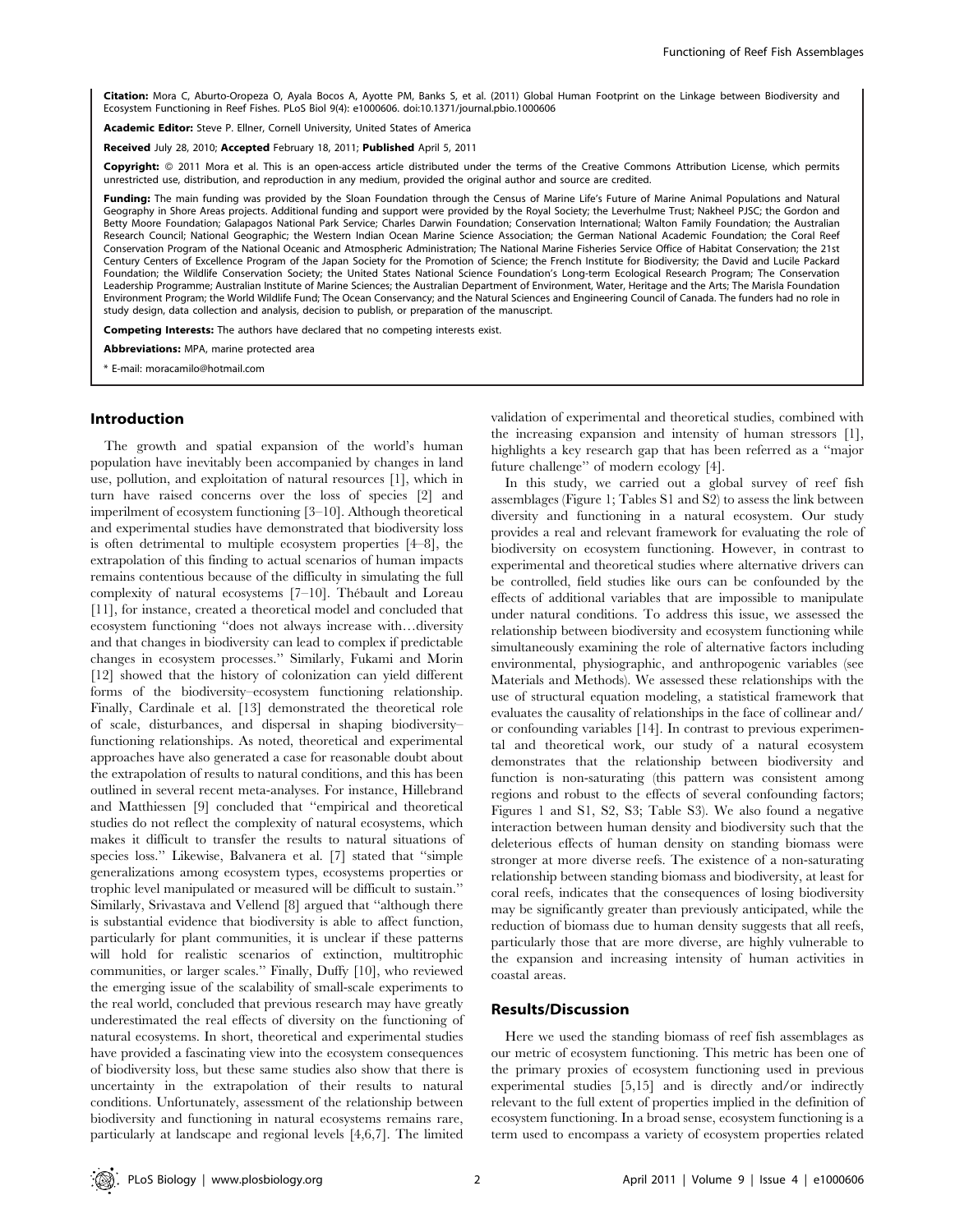**Citation:** Mora C, Aburto-Oropeza O, Ayala Bocos A, Ayotte PM, Banks S, et al. (2011) Global Human Footprint on the Linkage between Biodiversity and Ecosystem Functioning in Reef Fishes. PLoS Biol 9(4): e1000606. doi:10.1371/journal.pbio.1000606

**Academic Editor:** Steve P. Ellner, Cornell University, United States of America

**Received** July 28, 2010; **Accepted** February 18, 2011; **Published** April 5, 2011

**Copyright:** © 2011 Mora et al. This is an open-access article distributed under the terms of the Creative Commons Attribution License, which permits unrestricted use, distribution, and reproduction in any medium, provided the original author and source are credited.

**Funding:** The main funding was provided by the Sloan Foundation through the Census of Marine Life's Future of Marine Animal Populations and Natural Geography in Shore Areas projects. Additional funding and support were provided by the Royal Society; the Leverhulme Trust; Nakheel PJSC; the Gordon and Betty Moore Foundation; Galapagos National Park Service; Charles Darwin Foundation; Conservation International; Walton Family Foundation; the Australian Research Council; National Geographic; the Western Indian Ocean Marine Science Association; the German National Academic Foundation; the Coral Reef Conservation Program of the National Oceanic and Atmospheric Administration; The National Marine Fisheries Service Office of Habitat Conservation; the 21st Century Centers of Excellence Program of the Japan Society for the Promotion of Science; the French Institute for Biodiversity; the David and Lucile Packard Foundation; the Wildlife Conservation Society; the United States National Science Foundation's Long-term Ecological Research Program; The Conservation Leadership Programme; Australian Institute of Marine Sciences; the Australian Department of Environment, Water, Heritage and the Arts; The Marisla Foundation Environment Program; the World Wildlife Fund; The Ocean Conservancy; and the Natural Sciences and Engineering Council of Canada. The funders had no role in study design, data collection and analysis, decision to publish, or preparation of the manuscript.

**Competing Interests:** The authors have declared that no competing interests exist.

**Abbreviations:** MPA, marine protected area

* E-mail: moracamilo@hotmail.com

## Introduction

The growth and spatial expansion of the world's human population have inevitably been accompanied by changes in land use, pollution, and exploitation of natural resources [1], which in turn have raised concerns over the loss of species [2] and imperilment of ecosystem functioning [3–10]. Although theoretical and experimental studies have demonstrated that biodiversity loss is often detrimental to multiple ecosystem properties [4–8], the extrapolation of this finding to actual scenarios of human impacts remains contentious because of the difficulty in simulating the full complexity of natural ecosystems [7–10]. Thébault and Loreau [11], for instance, created a theoretical model and concluded that ecosystem functioning "does not always increase with…diversity and that changes in biodiversity can lead to complex if predictable changes in ecosystem processes." Similarly, Fukami and Morin [12] showed that the history of colonization can yield different forms of the biodiversity–ecosystem functioning relationship. Finally, Cardinale et al. [13] demonstrated the theoretical role of scale, disturbances, and dispersal in shaping biodiversity–functioning relationships. As noted, theoretical and experimental approaches have also generated a case for reasonable doubt about the extrapolation of results to natural conditions, and this has been outlined in several recent meta-analyses. For instance, Hillebrand and Matthiessen [9] concluded that "empirical and theoretical studies do not reflect the complexity of natural ecosystems, which makes it difficult to transfer the results to natural situations of species loss." Likewise, Balvanera et al. [7] stated that "simple generalizations among ecosystem types, ecosystems properties or trophic level manipulated or measured will be difficult to sustain." Similarly, Srivastava and Vellend [8] argued that "although there is substantial evidence that biodiversity is able to affect function, particularly for plant communities, it is unclear if these patterns will hold for realistic scenarios of extinction, multitrophic communities, or larger scales." Finally, Duffy [10], who reviewed the emerging issue of the scalability of small-scale experiments to the real world, concluded that previous research may have greatly underestimated the real effects of diversity on the functioning of natural ecosystems. In short, theoretical and experimental studies have provided a fascinating view into the ecosystem consequences of biodiversity loss, but these same studies also show that there is uncertainty in the extrapolation of their results to natural conditions. Unfortunately, assessment of the relationship between biodiversity and functioning in natural ecosystems remains rare, particularly at landscape and regional levels [4,6,7]. The limited validation of experimental and theoretical studies, combined with the increasing expansion and intensity of human stressors [1], highlights a key research gap that has been referred as a "major future challenge" of modern ecology [4].

In this study, we carried out a global survey of reef fish assemblages (Figure 1; Tables S1 and S2) to assess the link between diversity and functioning in a natural ecosystem. Our study provides a real and relevant framework for evaluating the role of biodiversity on ecosystem functioning. However, in contrast to experimental and theoretical studies where alternative drivers can be controlled, field studies like ours can be confounded by the effects of additional variables that are impossible to manipulate under natural conditions. To address this issue, we assessed the relationship between biodiversity and ecosystem functioning while simultaneously examining the role of alternative factors including environmental, physiographic, and anthropogenic variables (see Materials and Methods). We assessed these relationships with the use of structural equation modeling, a statistical framework that evaluates the causality of relationships in the face of collinear and/or confounding variables [14]. In contrast to previous experimental and theoretical work, our study of a natural ecosystem demonstrates that the relationship between biodiversity and function is non-saturating (this pattern was consistent among regions and robust to the effects of several confounding factors; Figures 1 and S1, S2, S3; Table S3). We also found a negative interaction between human density and biodiversity such that the deleterious effects of human density on standing biomass were stronger at more diverse reefs. The existence of a non-saturating relationship between standing biomass and biodiversity, at least for coral reefs, indicates that the consequences of losing biodiversity may be significantly greater than previously anticipated, while the reduction of biomass due to human density suggests that all reefs, particularly those that are more diverse, are highly vulnerable to the expansion and increasing intensity of human activities in coastal areas.

## Results/Discussion

Here we used the standing biomass of reef fish assemblages as our metric of ecosystem functioning. This metric has been one of the primary proxies of ecosystem functioning used in previous experimental studies [5,15] and is directly and/or indirectly relevant to the full extent of properties implied in the definition of ecosystem functioning. In a broad sense, ecosystem functioning is a term used to encompass a variety of ecosystem properties related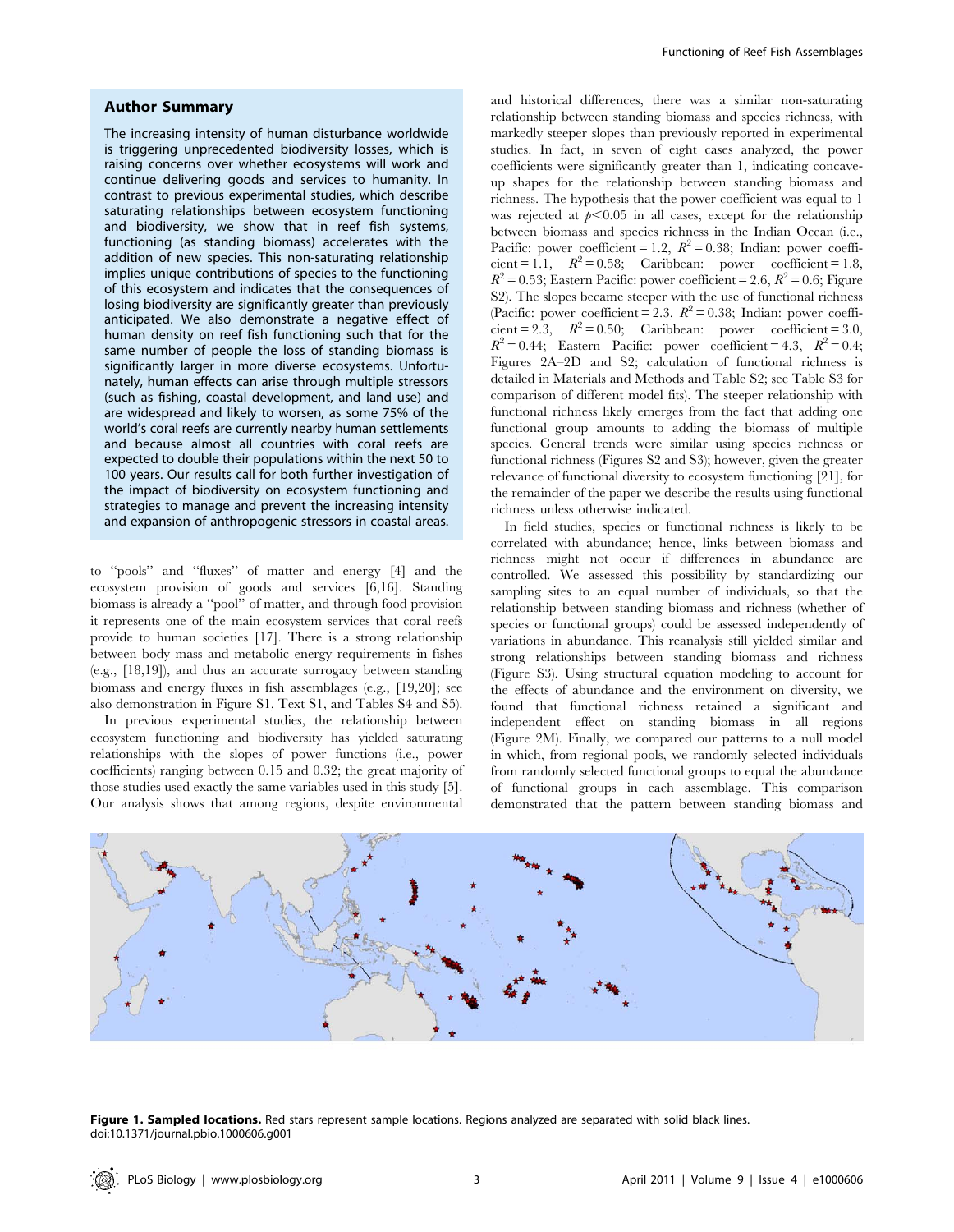## Author Summary

The increasing intensity of human disturbance worldwide is triggering unprecedented biodiversity losses, which is raising concerns over whether ecosystems will work and continue delivering goods and services to humanity. In contrast to previous experimental studies, which describe saturating relationships between ecosystem functioning and biodiversity, we show that in reef fish systems, functioning (as standing biomass) accelerates with the addition of new species. This non-saturating relationship implies unique contributions of species to the functioning of this ecosystem and indicates that the consequences of losing biodiversity are significantly greater than previously anticipated. We also demonstrate a negative effect of human density on reef fish functioning such that for the same number of people the loss of standing biomass is significantly larger in more diverse ecosystems. Unfortunately, human effects can arise through multiple stressors (such as fishing, coastal development, and land use) and are widespread and likely to worsen, as some 75% of the world's coral reefs are currently nearby human settlements and because almost all countries with coral reefs are expected to double their populations within the next 50 to 100 years. Our results call for both further investigation of the impact of biodiversity on ecosystem functioning and strategies to manage and prevent the increasing intensity and expansion of anthropogenic stressors in coastal areas.

to "pools" and "fluxes" of matter and energy [4] and the ecosystem provision of goods and services [6,16]. Standing biomass is already a "pool" of matter, and through food provision it represents one of the main ecosystem services that coral reefs provide to human societies [17]. There is a strong relationship between body mass and metabolic energy requirements in fishes (e.g., [18,19]), and thus an accurate surrogacy between standing biomass and energy fluxes in fish assemblages (e.g., [19,20]; see also demonstration in Figure S1, Text S1, and Tables S4 and S5).

In previous experimental studies, the relationship between ecosystem functioning and biodiversity has yielded saturating relationships with the slopes of power functions (i.e., power coefficients) ranging between 0.15 and 0.32; the great majority of those studies used exactly the same variables used in this study [5]. Our analysis shows that among regions, despite environmental and historical differences, there was a similar non-saturating relationship between standing biomass and species richness, with markedly steeper slopes than previously reported in experimental studies. In fact, in seven of eight cases analyzed, the power coefficients were significantly greater than 1, indicating concave-up shapes for the relationship between standing biomass and richness. The hypothesis that the power coefficient was equal to 1 was rejected at $p<0.05$ in all cases, except for the relationship between biomass and species richness in the Indian Ocean (i.e., Pacific: power coefficient = 1.2, $R^2 = 0.38$; Indian: power coefficient = 1.1, $R^2 = 0.58$; Caribbean: power coefficient = 1.8, $R^2 = 0.53$; Eastern Pacific: power coefficient = 2.6, $R^2 = 0.6$; Figure S2). The slopes became steeper with the use of functional richness (Pacific: power coefficient = 2.3, $R^2 = 0.38$; Indian: power coefficient = 2.3, $R^2 = 0.50$; Caribbean: power coefficient = 3.0, $R^2 = 0.44$; Eastern Pacific: power coefficient = 4.3, $R^2 = 0.4$; Figures 2A–2D and S2; calculation of functional richness is detailed in Materials and Methods and Table S2; see Table S3 for comparison of different model fits). The steeper relationship with functional richness likely emerges from the fact that adding one functional group amounts to adding the biomass of multiple species. General trends were similar using species richness or functional richness (Figures S2 and S3); however, given the greater relevance of functional diversity to ecosystem functioning [21], for the remainder of the paper we describe the results using functional richness unless otherwise indicated.

In field studies, species or functional richness is likely to be correlated with abundance; hence, links between biomass and richness might not occur if differences in abundance are controlled. We assessed this possibility by standardizing our sampling sites to an equal number of individuals, so that the relationship between standing biomass and richness (whether of species or functional groups) could be assessed independently of variations in abundance. This reanalysis still yielded similar and strong relationships between standing biomass and richness (Figure S3). Using structural equation modeling to account for the effects of abundance and the environment on diversity, we found that functional richness retained a significant and independent effect on standing biomass in all regions (Figure 2M). Finally, we compared our patterns to a null model in which, from regional pools, we randomly selected individuals from randomly selected functional groups to equal the abundance of functional groups in each assemblage. This comparison demonstrated that the pattern between standing biomass and

**Figure 1. Sampled locations.** Red stars represent sample locations. Regions analyzed are separated with solid black lines.
doi:10.1371/journal.pbio.1000606.g001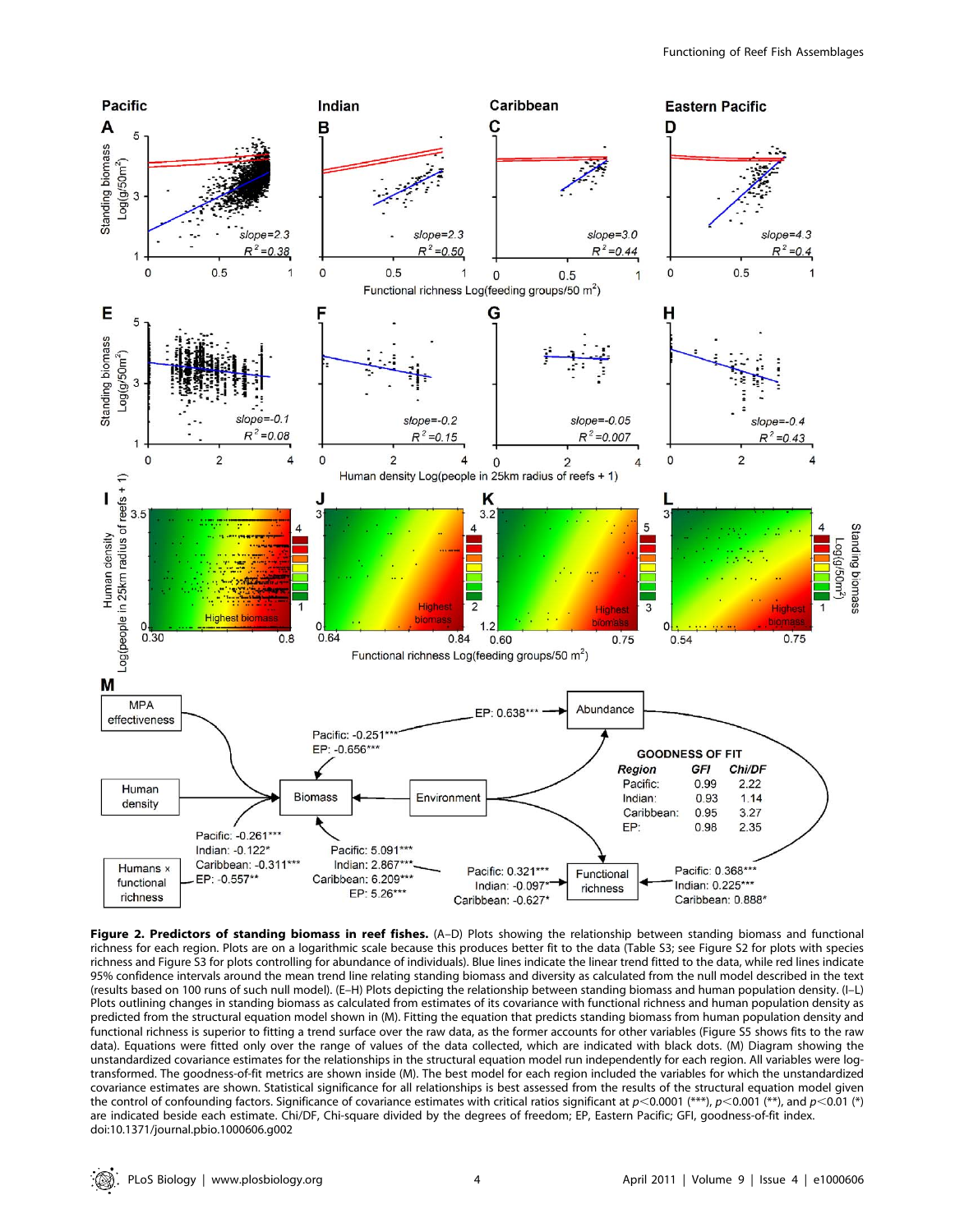**Figure 2. Predictors of standing biomass in reef fishes.** (A–D) Plots showing the relationship between standing biomass and functional richness for each region. Plots are on a logarithmic scale because this produces better fit to the data (Table S3; see Figure S2 for plots with species richness and Figure S3 for plots controlling for abundance of individuals). Blue lines indicate the linear trend fitted to the data, while red lines indicate 95% confidence intervals around the mean trend line relating standing biomass and diversity as calculated from the null model described in the text (results based on 100 runs of such null model). (E–H) Plots depicting the relationship between standing biomass and human population density. (I–L) Plots outlining changes in standing biomass as calculated from estimates of its covariance with functional richness and human population density as predicted from the structural equation model shown in (M). Fitting the equation that predicts standing biomass from human population density and functional richness is superior to fitting a trend surface over the raw data, as the former accounts for other variables (Figure S5 shows fits to the raw data). Equations were fitted only over the range of values of the data collected, which are indicated with black dots. (M) Diagram showing the unstandardized covariance estimates for the relationships in the structural equation model run independently for each region. All variables were log-transformed. The goodness-of-fit metrics are shown inside (M). The best model for each region included the variables for which the unstandardized covariance estimates are shown. Statistical significance for all relationships is best assessed from the results of the structural equation model given the control of confounding factors. Significance of covariance estimates with critical ratios significant at $p<0.0001$ (***), $p<0.001$ (**), and $p<0.01$ (*) are indicated beside each estimate. Chi/DF, Chi-square divided by the degrees of freedom; EP, Eastern Pacific; GFI, goodness-of-fit index.
doi:10.1371/journal.pbio.1000606.g002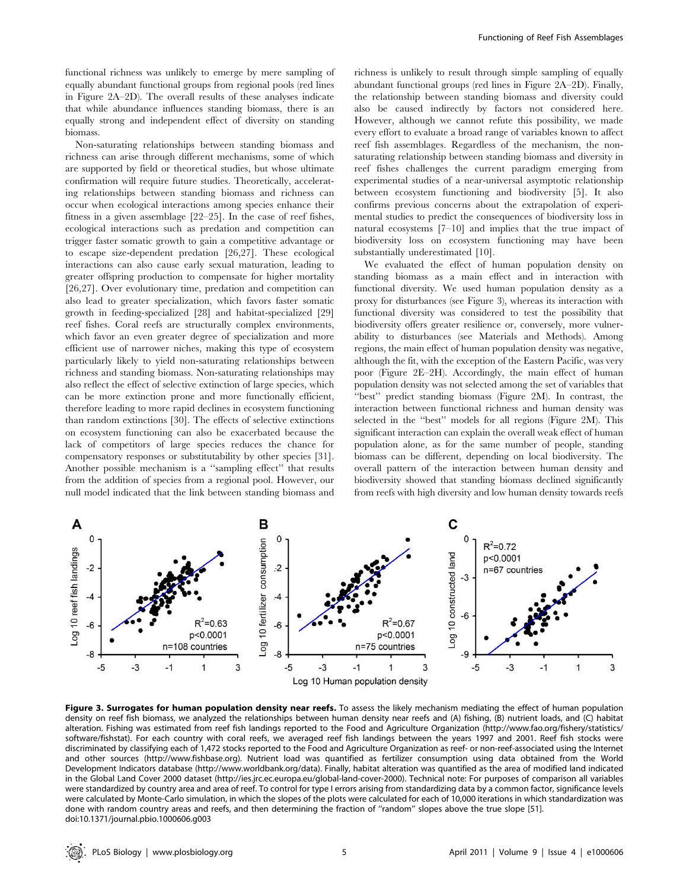functional richness was unlikely to emerge by mere sampling of equally abundant functional groups from regional pools (red lines in Figure 2A–2D). The overall results of these analyses indicate that while abundance influences standing biomass, there is an equally strong and independent effect of diversity on standing biomass.

Non-saturating relationships between standing biomass and richness can arise through different mechanisms, some of which are supported by field or theoretical studies, but whose ultimate confirmation will require future studies. Theoretically, accelerating relationships between standing biomass and richness can occur when ecological interactions among species enhance their fitness in a given assemblage [22–25]. In the case of reef fishes, ecological interactions such as predation and competition can trigger faster somatic growth to gain a competitive advantage or to escape size-dependent predation [26,27]. These ecological interactions can also cause early sexual maturation, leading to greater offspring production to compensate for higher mortality [26,27]. Over evolutionary time, predation and competition can also lead to greater specialization, which favors faster somatic growth in feeding-specialized [28] and habitat-specialized [29] reef fishes. Coral reefs are structurally complex environments, which favor an even greater degree of specialization and more efficient use of narrower niches, making this type of ecosystem particularly likely to yield non-saturating relationships between richness and standing biomass. Non-saturating relationships may also reflect the effect of selective extinction of large species, which can be more extinction prone and more functionally efficient, therefore leading to more rapid declines in ecosystem functioning than random extinctions [30]. The effects of selective extinctions on ecosystem functioning can also be exacerbated because the lack of competitors of large species reduces the chance for compensatory responses or substitutability by other species [31]. Another possible mechanism is a ''sampling effect'' that results from the addition of species from a regional pool. However, our null model indicated that the link between standing biomass and richness is unlikely to result through simple sampling of equally abundant functional groups (red lines in Figure 2A–2D). Finally, the relationship between standing biomass and diversity could also be caused indirectly by factors not considered here. However, although we cannot refute this possibility, we made every effort to evaluate a broad range of variables known to affect reef fish assemblages. Regardless of the mechanism, the non-saturating relationship between standing biomass and diversity in reef fishes challenges the current paradigm emerging from experimental studies of a near-universal asymptotic relationship between ecosystem functioning and biodiversity [5]. It also confirms previous concerns about the extrapolation of experimental studies to predict the consequences of biodiversity loss in natural ecosystems [7–10] and implies that the true impact of biodiversity loss on ecosystem functioning may have been substantially underestimated [10].

We evaluated the effect of human population density on standing biomass as a main effect and in interaction with functional diversity. We used human population density as a proxy for disturbances (see Figure 3), whereas its interaction with functional diversity was considered to test the possibility that biodiversity offers greater resilience or, conversely, more vulnerability to disturbances (see Materials and Methods). Among regions, the main effect of human population density was negative, although the fit, with the exception of the Eastern Pacific, was very poor (Figure 2E–2H). Accordingly, the main effect of human population density was not selected among the set of variables that ''best'' predict standing biomass (Figure 2M). In contrast, the interaction between functional richness and human density was selected in the ''best'' models for all regions (Figure 2M). This significant interaction can explain the overall weak effect of human population alone, as for the same number of people, standing biomass can be different, depending on local biodiversity. The overall pattern of the interaction between human density and biodiversity showed that standing biomass declined significantly from reefs with high diversity and low human density towards reefs

**Figure 3. Surrogates for human population density near reefs.** To assess the likely mechanism mediating the effect of human population density on reef fish biomass, we analyzed the relationships between human density near reefs and (A) fishing, (B) nutrient loads, and (C) habitat alteration. Fishing was estimated from reef fish landings reported to the Food and Agriculture Organization (http://www.fao.org/fishery/statistics/software/fishstat). For each country with coral reefs, we averaged reef fish landings between the years 1997 and 2001. Reef fish stocks were discriminated by classifying each of 1,472 stocks reported to the Food and Agriculture Organization as reef- or non-reef-associated using the Internet and other sources (http://www.fishbase.org). Nutrient load was quantified as fertilizer consumption using data obtained from the World Development Indicators database (http://www.worldbank.org/data). Finally, habitat alteration was quantified as the area of modified land indicated in the Global Land Cover 2000 dataset (http://ies.jrc.ec.europa.eu/global-land-cover-2000). Technical note: For purposes of comparison all variables were standardized by country area and area of reef. To control for type I errors arising from standardizing data by a common factor, significance levels were calculated by Monte-Carlo simulation, in which the slopes of the plots were calculated for each of 10,000 iterations in which standardization was done with random country areas and reefs, and then determining the fraction of ''random'' slopes above the true slope [51].
doi:10.1371/journal.pbio.1000606.g003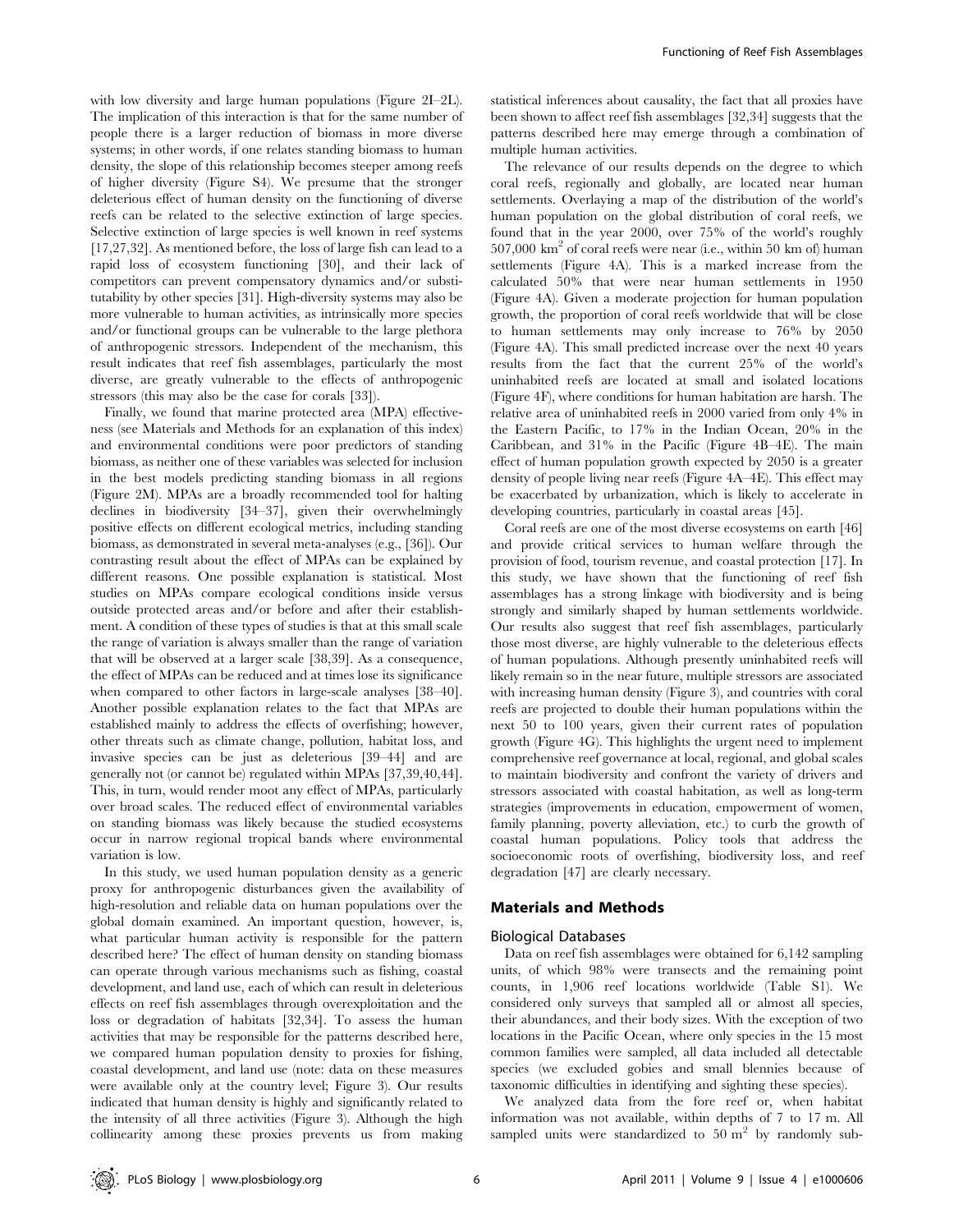with low diversity and large human populations (Figure 2I–2L). The implication of this interaction is that for the same number of people there is a larger reduction of biomass in more diverse systems; in other words, if one relates standing biomass to human density, the slope of this relationship becomes steeper among reefs of higher diversity (Figure S4). We presume that the stronger deleterious effect of human density on the functioning of diverse reefs can be related to the selective extinction of large species. Selective extinction of large species is well known in reef systems [17,27,32]. As mentioned before, the loss of large fish can lead to a rapid loss of ecosystem functioning [30], and their lack of competitors can prevent compensatory dynamics and/or substitutability by other species [31]. High-diversity systems may also be more vulnerable to human activities, as intrinsically more species and/or functional groups can be vulnerable to the large plethora of anthropogenic stressors. Independent of the mechanism, this result indicates that reef fish assemblages, particularly the most diverse, are greatly vulnerable to the effects of anthropogenic stressors (this may also be the case for corals [33]).

Finally, we found that marine protected area (MPA) effectiveness (see Materials and Methods for an explanation of this index) and environmental conditions were poor predictors of standing biomass, as neither one of these variables was selected for inclusion in the best models predicting standing biomass in all regions (Figure 2M). MPAs are a broadly recommended tool for halting declines in biodiversity [34–37], given their overwhelmingly positive effects on different ecological metrics, including standing biomass, as demonstrated in several meta-analyses (e.g., [36]). Our contrasting result about the effect of MPAs can be explained by different reasons. One possible explanation is statistical. Most studies on MPAs compare ecological conditions inside versus outside protected areas and/or before and after their establishment. A condition of these types of studies is that at this small scale the range of variation is always smaller than the range of variation that will be observed at a larger scale [38,39]. As a consequence, the effect of MPAs can be reduced and at times lose its significance when compared to other factors in large-scale analyses [38–40]. Another possible explanation relates to the fact that MPAs are established mainly to address the effects of overfishing; however, other threats such as climate change, pollution, habitat loss, and invasive species can be just as deleterious [39–44] and are generally not (or cannot be) regulated within MPAs [37,39,40,44]. This, in turn, would render moot any effect of MPAs, particularly over broad scales. The reduced effect of environmental variables on standing biomass was likely because the studied ecosystems occur in narrow regional tropical bands where environmental variation is low.

In this study, we used human population density as a generic proxy for anthropogenic disturbances given the availability of high-resolution and reliable data on human populations over the global domain examined. An important question, however, is, what particular human activity is responsible for the pattern described here? The effect of human density on standing biomass can operate through various mechanisms such as fishing, coastal development, and land use, each of which can result in deleterious effects on reef fish assemblages through overexploitation and the loss or degradation of habitats [32,34]. To assess the human activities that may be responsible for the patterns described here, we compared human population density to proxies for fishing, coastal development, and land use (note: data on these measures were available only at the country level; Figure 3). Our results indicated that human density is highly and significantly related to the intensity of all three activities (Figure 3). Although the high collinearity among these proxies prevents us from making statistical inferences about causality, the fact that all proxies have been shown to affect reef fish assemblages [32,34] suggests that the patterns described here may emerge through a combination of multiple human activities.

The relevance of our results depends on the degree to which coral reefs, regionally and globally, are located near human settlements. Overlaying a map of the distribution of the world's human population on the global distribution of coral reefs, we found that in the year 2000, over 75% of the world's roughly 507,000 km$^2$ of coral reefs were near (i.e., within 50 km of) human settlements (Figure 4A). This is a marked increase from the calculated 50% that were near human settlements in 1950 (Figure 4A). Given a moderate projection for human population growth, the proportion of coral reefs worldwide that will be close to human settlements may only increase to 76% by 2050 (Figure 4A). This small predicted increase over the next 40 years results from the fact that the current 25% of the world's uninhabited reefs are located at small and isolated locations (Figure 4F), where conditions for human habitation are harsh. The relative area of uninhabited reefs in 2000 varied from only 4% in the Eastern Pacific, to 17% in the Indian Ocean, 20% in the Caribbean, and 31% in the Pacific (Figure 4B–4E). The main effect of human population growth expected by 2050 is a greater density of people living near reefs (Figure 4A–4E). This effect may be exacerbated by urbanization, which is likely to accelerate in developing countries, particularly in coastal areas [45].

Coral reefs are one of the most diverse ecosystems on earth [46] and provide critical services to human welfare through the provision of food, tourism revenue, and coastal protection [17]. In this study, we have shown that the functioning of reef fish assemblages has a strong linkage with biodiversity and is being strongly and similarly shaped by human settlements worldwide. Our results also suggest that reef fish assemblages, particularly those most diverse, are highly vulnerable to the deleterious effects of human populations. Although presently uninhabited reefs will likely remain so in the near future, multiple stressors are associated with increasing human density (Figure 3), and countries with coral reefs are projected to double their human populations within the next 50 to 100 years, given their current rates of population growth (Figure 4G). This highlights the urgent need to implement comprehensive reef governance at local, regional, and global scales to maintain biodiversity and confront the variety of drivers and stressors associated with coastal habitation, as well as long-term strategies (improvements in education, empowerment of women, family planning, poverty alleviation, etc.) to curb the growth of coastal human populations. Policy tools that address the socioeconomic roots of overfishing, biodiversity loss, and reef degradation [47] are clearly necessary.

## Materials and Methods

### Biological Databases

Data on reef fish assemblages were obtained for 6,142 sampling units, of which 98% were transects and the remaining point counts, in 1,906 reef locations worldwide (Table S1). We considered only surveys that sampled all or almost all species, their abundances, and their body sizes. With the exception of two locations in the Pacific Ocean, where only species in the 15 most common families were sampled, all data included all detectable species (we excluded gobies and small blennies because of taxonomic difficulties in identifying and sighting these species).

We analyzed data from the fore reef or, when habitat information was not available, within depths of 7 to 17 m. All sampled units were standardized to 50 m$^2$ by randomly sub-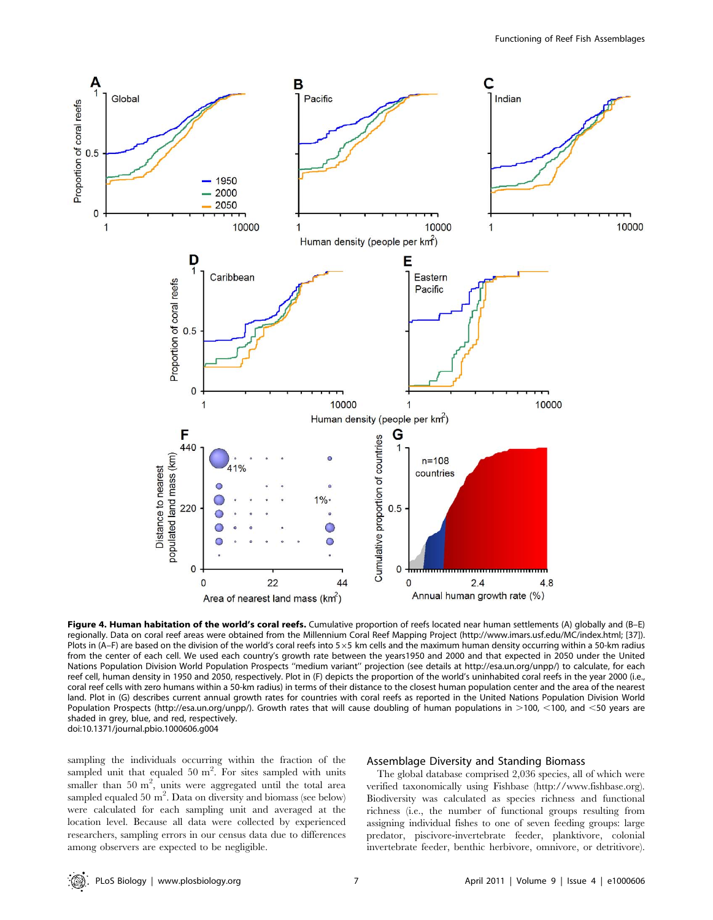**Figure 4. Human habitation of the world's coral reefs.** Cumulative proportion of reefs located near human settlements (A) globally and (B–E) regionally. Data on coral reef areas were obtained from the Millennium Coral Reef Mapping Project (http://www.imars.usf.edu/MC/index.html; [37]). Plots in (A–F) are based on the division of the world's coral reefs into 5×5 km cells and the maximum human density occurring within a 50-km radius from the center of each cell. We used each country's growth rate between the years1950 and 2000 and that expected in 2050 under the United Nations Population Division World Population Prospects "medium variant" projection (see details at http://esa.un.org/unpp/) to calculate, for each reef cell, human density in 1950 and 2050, respectively. Plot in (F) depicts the proportion of the world's uninhabited coral reefs in the year 2000 (i.e., coral reef cells with zero humans within a 50-km radius) in terms of their distance to the closest human population center and the area of the nearest land. Plot in (G) describes current annual growth rates for countries with coral reefs as reported in the United Nations Population Division World Population Prospects (http://esa.un.org/unpp/). Growth rates that will cause doubling of human populations in >100, <100, and <50 years are shaded in grey, blue, and red, respectively.
doi:10.1371/journal.pbio.1000606.g004

sampling the individuals occurring within the fraction of the sampled unit that equaled 50 $m^2$. For sites sampled with units smaller than 50 $m^2$, units were aggregated until the total area sampled equaled 50 $m^2$. Data on diversity and biomass (see below) were calculated for each sampling unit and averaged at the location level. Because all data were collected by experienced researchers, sampling errors in our census data due to differences among observers are expected to be negligible.

## Assemblage Diversity and Standing Biomass

The global database comprised 2,036 species, all of which were verified taxonomically using Fishbase (http://www.fishbase.org). Biodiversity was calculated as species richness and functional richness (i.e., the number of functional groups resulting from assigning individual fishes to one of seven feeding groups: large predator, piscivore-invertebrate feeder, planktivore, colonial invertebrate feeder, benthic herbivore, omnivore, or detritivore).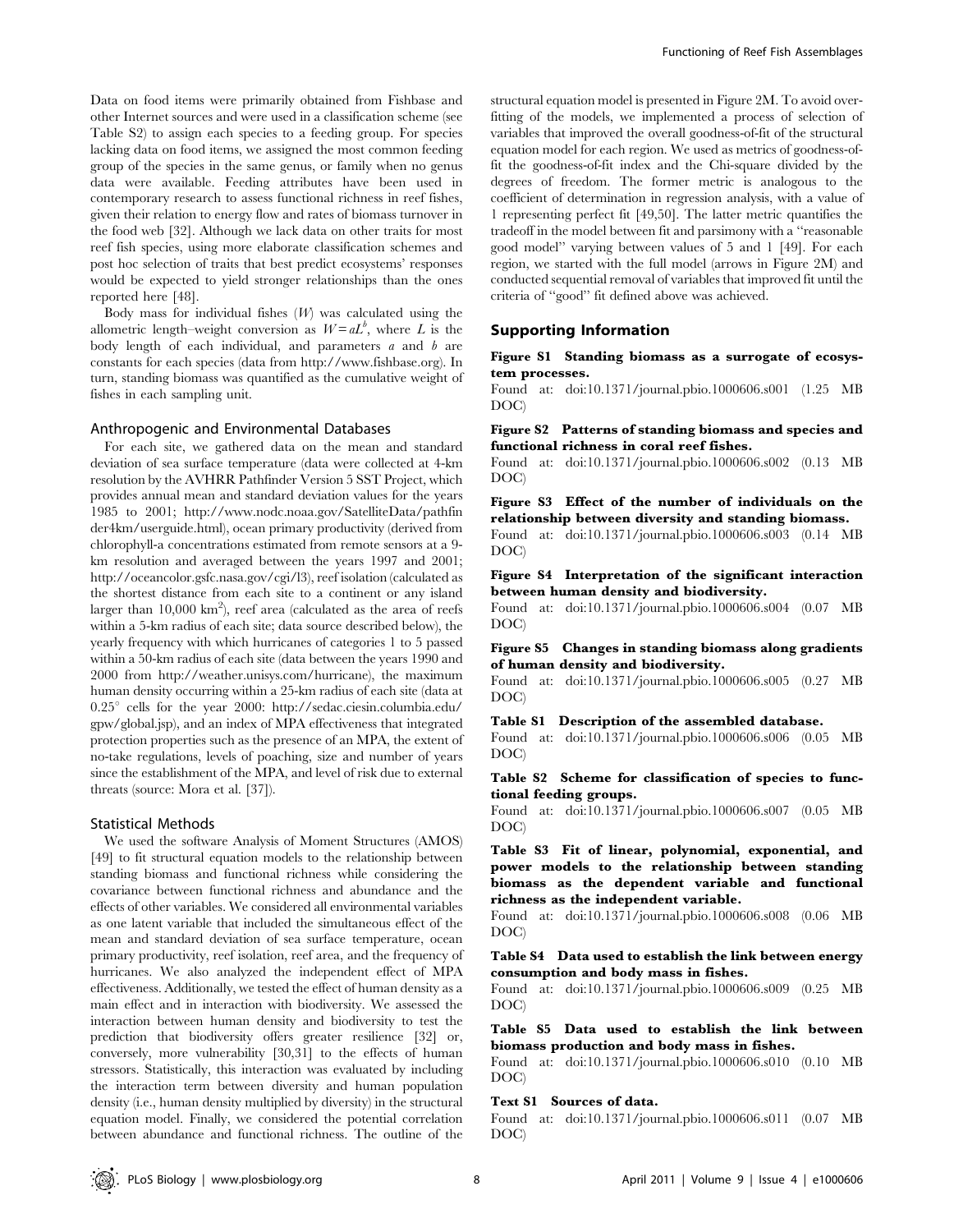Data on food items were primarily obtained from Fishbase and other Internet sources and were used in a classification scheme (see Table S2) to assign each species to a feeding group. For species lacking data on food items, we assigned the most common feeding group of the species in the same genus, or family when no genus data were available. Feeding attributes have been used in contemporary research to assess functional richness in reef fishes, given their relation to energy flow and rates of biomass turnover in the food web [32]. Although we lack data on other traits for most reef fish species, using more elaborate classification schemes and post hoc selection of traits that best predict ecosystems' responses would be expected to yield stronger relationships than the ones reported here [48].

Body mass for individual fishes ($W$) was calculated using the allometric length–weight conversion as $W = aL^b$, where $L$ is the body length of each individual, and parameters $a$ and $b$ are constants for each species (data from http://www.fishbase.org). In turn, standing biomass was quantified as the cumulative weight of fishes in each sampling unit.

### Anthropogenic and Environmental Databases

For each site, we gathered data on the mean and standard deviation of sea surface temperature (data were collected at 4-km resolution by the AVHRR Pathfinder Version 5 SST Project, which provides annual mean and standard deviation values for the years 1985 to 2001; http://www.nodc.noaa.gov/SatelliteData/pathfinder4km/userguide.html), ocean primary productivity (derived from chlorophyll-a concentrations estimated from remote sensors at a 9-km resolution and averaged between the years 1997 and 2001; http://oceancolor.gsfc.nasa.gov/cgi/l3), reef isolation (calculated as the shortest distance from each site to a continent or any island larger than 10,000 km$^2$), reef area (calculated as the area of reefs within a 5-km radius of each site; data source described below), the yearly frequency with which hurricanes of categories 1 to 5 passed within a 50-km radius of each site (data between the years 1990 and 2000 from http://weather.unisys.com/hurricane), the maximum human density occurring within a 25-km radius of each site (data at 0.25° cells for the year 2000: http://sedac.ciesin.columbia.edu/gpw/global.jsp), and an index of MPA effectiveness that integrated protection properties such as the presence of an MPA, the extent of no-take regulations, levels of poaching, size and number of years since the establishment of the MPA, and level of risk due to external threats (source: Mora et al. [37]).

### Statistical Methods

We used the software Analysis of Moment Structures (AMOS) [49] to fit structural equation models to the relationship between standing biomass and functional richness while considering the covariance between functional richness and abundance and the effects of other variables. We considered all environmental variables as one latent variable that included the simultaneous effect of the mean and standard deviation of sea surface temperature, ocean primary productivity, reef isolation, reef area, and the frequency of hurricanes. We also analyzed the independent effect of MPA effectiveness. Additionally, we tested the effect of human density as a main effect and in interaction with biodiversity. We assessed the interaction between human density and biodiversity to test the prediction that biodiversity offers greater resilience [32] or, conversely, more vulnerability [30,31] to the effects of human stressors. Statistically, this interaction was evaluated by including the interaction term between diversity and human population density (i.e., human density multiplied by diversity) in the structural equation model. Finally, we considered the potential correlation between abundance and functional richness. The outline of the structural equation model is presented in Figure 2M. To avoid over-fitting of the models, we implemented a process of selection of variables that improved the overall goodness-of-fit of the structural equation model for each region. We used as metrics of goodness-of-fit the goodness-of-fit index and the Chi-square divided by the degrees of freedom. The former metric is analogous to the coefficient of determination in regression analysis, with a value of 1 representing perfect fit [49,50]. The latter metric quantifies the tradeoff in the model between fit and parsimony with a "reasonable good model" varying between values of 5 and 1 [49]. For each region, we started with the full model (arrows in Figure 2M) and conducted sequential removal of variables that improved fit until the criteria of "good" fit defined above was achieved.

## Supporting Information

**Figure S1 Standing biomass as a surrogate of ecosystem processes.**
Found at: doi:10.1371/journal.pbio.1000606.s001 (1.25 MB DOC)

**Figure S2 Patterns of standing biomass and species and functional richness in coral reef fishes.**
Found at: doi:10.1371/journal.pbio.1000606.s002 (0.13 MB DOC)

**Figure S3 Effect of the number of individuals on the relationship between diversity and standing biomass.**
Found at: doi:10.1371/journal.pbio.1000606.s003 (0.14 MB DOC)

**Figure S4 Interpretation of the significant interaction between human density and biodiversity.**
Found at: doi:10.1371/journal.pbio.1000606.s004 (0.07 MB DOC)

**Figure S5 Changes in standing biomass along gradients of human density and biodiversity.**
Found at: doi:10.1371/journal.pbio.1000606.s005 (0.27 MB DOC)

**Table S1 Description of the assembled database.**
Found at: doi:10.1371/journal.pbio.1000606.s006 (0.05 MB DOC)

**Table S2 Scheme for classification of species to functional feeding groups.**
Found at: doi:10.1371/journal.pbio.1000606.s007 (0.05 MB DOC)

**Table S3 Fit of linear, polynomial, exponential, and power models to the relationship between standing biomass as the dependent variable and functional richness as the independent variable.**
Found at: doi:10.1371/journal.pbio.1000606.s008 (0.06 MB DOC)

**Table S4 Data used to establish the link between energy consumption and body mass in fishes.**
Found at: doi:10.1371/journal.pbio.1000606.s009 (0.25 MB DOC)

**Table S5 Data used to establish the link between biomass production and body mass in fishes.**
Found at: doi:10.1371/journal.pbio.1000606.s010 (0.10 MB DOC)

**Text S1 Sources of data.**
Found at: doi:10.1371/journal.pbio.1000606.s011 (0.07 MB DOC)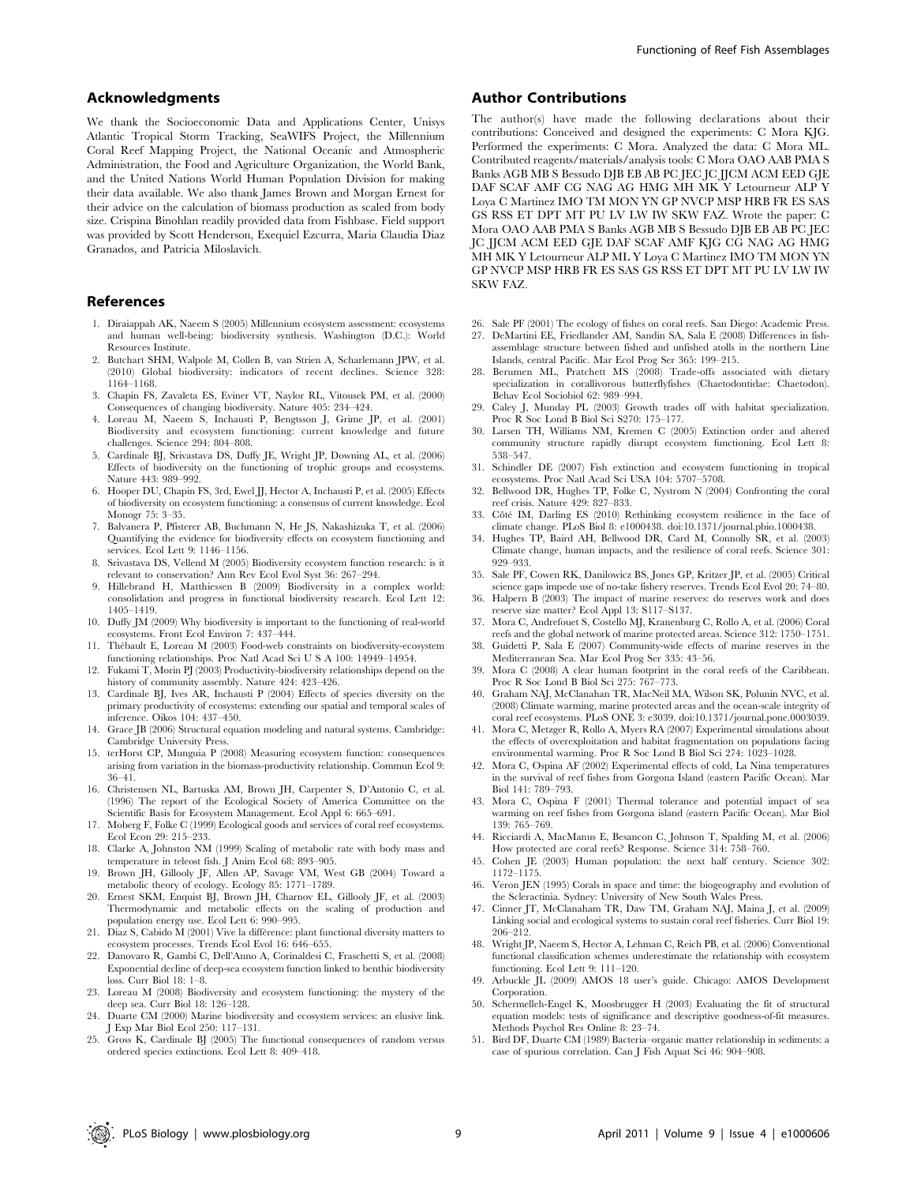## Acknowledgments

We thank the Socioeconomic Data and Applications Center, Unisys Atlantic Tropical Storm Tracking, SeaWIFS Project, the Millennium Coral Reef Mapping Project, the National Oceanic and Atmospheric Administration, the Food and Agriculture Organization, the World Bank, and the United Nations World Human Population Division for making their data available. We also thank James Brown and Morgan Ernest for their advice on the calculation of biomass production as scaled from body size. Crispina Binohlan readily provided data from Fishbase. Field support was provided by Scott Henderson, Exequiel Ezcurra, Maria Claudia Diaz Granados, and Patricia Miloslavich.

## Author Contributions

The author(s) have made the following declarations about their contributions: Conceived and designed the experiments: C Mora KJG. Performed the experiments: C Mora. Analyzed the data: C Mora ML. Contributed reagents/materials/analysis tools: C Mora OAO AAB PMA S Banks AGB MB S Bessudo DJB EB AB PC JEC JC JJCM ACM EED GJE DAF SCAF AMF CG NAG AG HMG MH MK Y Letourneur ALP Y Loya C Martinez IMO TM MON YN GP NVCP MSP HRB FR ES SAS GS RSS ET DPT MT PU LV LW IW SKW FAZ. Wrote the paper: C Mora OAO AAB PMA S Banks AGB MB S Bessudo DJB EB AB PC JEC JC JJCM ACM EED GJE DAF SCAF AMF KJG CG NAG AG HMG MH MK Y Letourneur ALP ML Y Loya C Martinez IMO TM MON YN GP NVCP MSP HRB FR ES SAS GS RSS ET DPT MT PU LV LW IW SKW FAZ.

## References

1. Diraiappah AK, Naeem S (2005) Millennium ecosystem assessment: ecosystems and human well-being: biodiversity synthesis. Washington (D.C.): World Resources Institute.
2. Butchart SHM, Walpole M, Collen B, van Strien A, Scharlemann JPW, et al. (2010) Global biodiversity: indicators of recent declines. Science 328: 1164–1168.
3. Chapin FS, Zavaleta ES, Eviner VT, Naylor RL, Vitousek PM, et al. (2000) Consequences of changing biodiversity. Nature 405: 234–424.
4. Loreau M, Naeem S, Inchausti P, Bengtsson J, Grime JP, et al. (2001) Biodiversity and ecosystem functioning: current knowledge and future challenges. Science 294: 804–808.
5. Cardinale BJ, Srivastava DS, Duffy JE, Wright JP, Downing AL, et al. (2006) Effects of biodiversity on the functioning of trophic groups and ecosystems. Nature 443: 989–992.
6. Hooper DU, Chapin FS, 3rd, Ewel JJ, Hector A, Inchausti P, et al. (2005) Effects of biodiversity on ecosystem functioning: a consensus of current knowledge. Ecol Monogr 75: 3–35.
7. Balvanera P, Pfisterer AB, Buchmann N, He JS, Nakashizuka T, et al. (2006) Quantifying the evidence for biodiversity effects on ecosystem functioning and services. Ecol Lett 9: 1146–1156.
8. Srivastava DS, Vellend M (2005) Biodiversity ecosystem function research: is it relevant to conservation? Ann Rev Ecol Evol Syst 36: 267–294.
9. Hillebrand H, Matthiessen B (2009) Biodiversity in a complex world: consolidation and progress in functional biodiversity research. Ecol Lett 12: 1405–1419.
10. Duffy JM (2009) Why biodiversity is important to the functioning of real-world ecosystems. Front Ecol Environ 7: 437–444.
11. Thébault E, Loreau M (2003) Food-web constraints on biodiversity-ecosystem functioning relationships. Proc Natl Acad Sci U S A 100: 14949–14954.
12. Fukami T, Morin PJ (2003) Productivity-biodiversity relationships depend on the history of community assembly. Nature 424: 423–426.
13. Cardinale BJ, Ives AR, Inchausti P (2004) Effects of species diversity on the primary productivity of ecosystems: extending our spatial and temporal scales of inference. Oikos 104: 437–450.
14. Grace JB (2006) Structural equation modeling and natural systems. Cambridge: Cambridge University Press.
15. terHorst CP, Munguia P (2008) Measuring ecosystem function: consequences arising from variation in the biomass-productivity relationship. Commun Ecol 9: 36–41.
16. Christensen NL, Bartuska AM, Brown JH, Carpenter S, D'Antonio C, et al. (1996) The report of the Ecological Society of America Committee on the Scientific Basis for Ecosystem Management. Ecol Appl 6: 665–691.
17. Moberg F, Folke C (1999) Ecological goods and services of coral reef ecosystems. Ecol Econ 29: 215–233.
18. Clarke A, Johnston NM (1999) Scaling of metabolic rate with body mass and temperature in teleost fish. J Anim Ecol 68: 893–905.
19. Brown JH, Gillooly JF, Allen AP, Savage VM, West GB (2004) Toward a metabolic theory of ecology. Ecology 85: 1771–1789.
20. Ernest SKM, Enquist BJ, Brown JH, Charnov EL, Gillooly JF, et al. (2003) Thermodynamic and metabolic effects on the scaling of production and population energy use. Ecol Lett 6: 990–995.
21. Díaz S, Cabido M (2001) Vive la différence: plant functional diversity matters to ecosystem processes. Trends Ecol Evol 16: 646–655.
22. Danovaro R, Gambi C, Dell'Anno A, Corinaldesi C, Fraschetti S, et al. (2008) Exponential decline of deep-sea ecosystem function linked to benthic biodiversity loss. Curr Biol 18: 1–8.
23. Loreau M (2008) Biodiversity and ecosystem functioning: the mystery of the deep sea. Curr Biol 18: 126–128.
24. Duarte CM (2000) Marine biodiversity and ecosystem services: an elusive link. J Exp Mar Biol Ecol 250: 117–131.
25. Gross K, Cardinale BJ (2005) The functional consequences of random versus ordered species extinctions. Ecol Lett 8: 409–418.
26. Sale PF (2001) The ecology of fishes on coral reefs. San Diego: Academic Press.
27. DeMartini EE, Friedlander AM, Sandin SA, Sala E (2008) Differences in fish-assemblage structure between fished and unfished atolls in the northern Line Islands, central Pacific. Mar Ecol Prog Ser 365: 199–215.
28. Berumen ML, Pratchett MS (2008) Trade-offs associated with dietary specialization in corallivorous butterflyfishes (Chaetodontidae: Chaetodon). Behav Ecol Sociobiol 62: 989–994.
29. Caley J, Munday PL (2003) Growth trades off with habitat specialization. Proc R Soc Lond B Biol Sci S270: 175–177.
30. Larsen TH, Williams NM, Kremen C (2005) Extinction order and altered community structure rapidly disrupt ecosystem functioning. Ecol Lett 8: 538–547.
31. Schindler DE (2007) Fish extinction and ecosystem functioning in tropical ecosystems. Proc Natl Acad Sci USA 104: 5707–5708.
32. Bellwood DR, Hughes TP, Folke C, Nystrom N (2004) Confronting the coral reef crisis. Nature 429: 827–833.
33. Côté IM, Darling ES (2010) Rethinking ecosystem resilience in the face of climate change. PLoS Biol 8: e1000438. doi:10.1371/journal.pbio.1000438.
34. Hughes TP, Baird AH, Bellwood DR, Card M, Connolly SR, et al. (2003) Climate change, human impacts, and the resilience of coral reefs. Science 301: 929–933.
35. Sale PF, Cowen RK, Danilowicz BS, Jones GP, Kritzer JP, et al. (2005) Critical science gaps impede use of no-take fishery reserves. Trends Ecol Evol 20: 74–80.
36. Halpern B (2003) The impact of marine reserves: do reserves work and does reserve size matter? Ecol Appl 13: S117–S137.
37. Mora C, Andrefouet S, Costello MJ, Kranenburg C, Rollo A, et al. (2006) Coral reefs and the global network of marine protected areas. Science 312: 1750–1751.
38. Guidetti P, Sala E (2007) Community-wide effects of marine reserves in the Mediterranean Sea. Mar Ecol Prog Ser 335: 43–56.
39. Mora C (2008) A clear human footprint in the coral reefs of the Caribbean. Proc R Soc Lond B Biol Sci 275: 767–773.
40. Graham NAJ, McClanahan TR, MacNeil MA, Wilson SK, Polunin NVC, et al. (2008) Climate warming, marine protected areas and the ocean-scale integrity of coral reef ecosystems. PLoS ONE 3: e3039. doi:10.1371/journal.pone.0003039.
41. Mora C, Metzger R, Rollo A, Myers RA (2007) Experimental simulations about the effects of overexploitation and habitat fragmentation on populations facing environmental warming. Proc R Soc Lond B Biol Sci 274: 1023–1028.
42. Mora C, Ospina AF (2002) Experimental effects of cold, La Nina temperatures in the survival of reef fishes from Gorgona Island (eastern Pacific Ocean). Mar Biol 141: 789–793.
43. Mora C, Ospina F (2001) Thermal tolerance and potential impact of sea warming on reef fishes from Gorgona island (eastern Pacific Ocean). Mar Biol 139: 765–769.
44. Ricciardi A, MacManus E, Besancon C, Johnson T, Spalding M, et al. (2006) How protected are coral reefs? Response. Science 314: 758–760.
45. Cohen JE (2003) Human population: the next half century. Science 302: 1172–1175.
46. Veron JEN (1995) Corals in space and time: the biogeography and evolution of the Scleractinia. Sydney: University of New South Wales Press.
47. Cinner JT, McClanahan TR, Daw TM, Graham NAJ, Maina J, et al. (2009) Linking social and ecological systems to sustain coral reef fisheries. Curr Biol 19: 206–212.
48. Wright JP, Naeem S, Hector A, Lehman C, Reich PB, et al. (2006) Conventional functional classification schemes underestimate the relationship with ecosystem functioning. Ecol Lett 9: 111–120.
49. Arbuckle JL (2009) AMOS 18 user's guide. Chicago: AMOS Development Corporation.
50. Schermelleh-Engel K, Moosbrugger H (2003) Evaluating the fit of structural equation models: tests of significance and descriptive goodness-of-fit measures. Methods Psychol Res Online 8: 23–74.
51. Bird DF, Duarte CM (1989) Bacteria–organic matter relationship in sediments: a case of spurious correlation. Can J Fish Aquat Sci 46: 904–908.